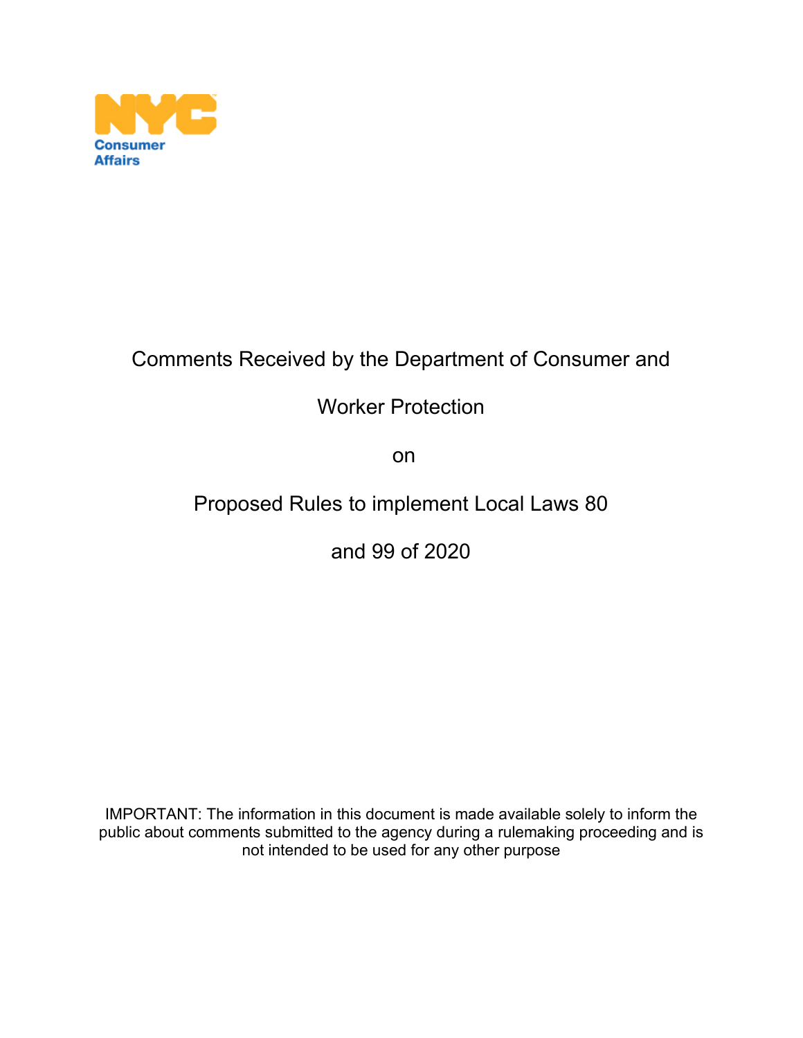NYC Consumer Affairs

# Comments Received by the Department of Consumer and Worker Protection on Proposed Rules to implement Local Laws 80 and 99 of 2020

IMPORTANT: The information in this document is made available solely to inform the public about comments submitted to the agency during a rulemaking proceeding and is not intended to be used for any other purpose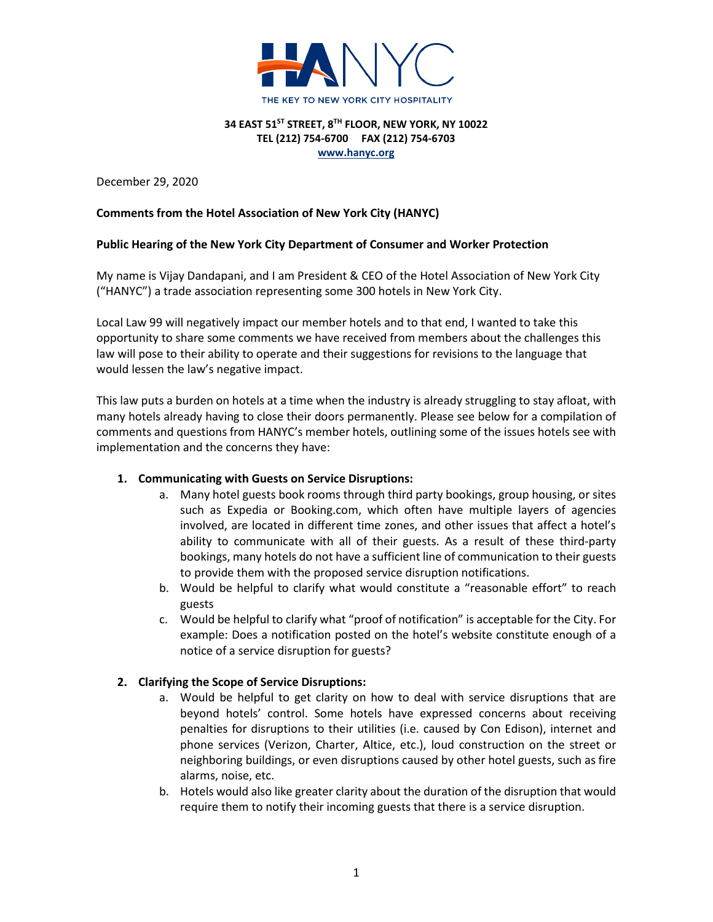# HANYC

THE KEY TO NEW YORK CITY HOSPITALITY

**34 EAST 51ST STREET, 8TH FLOOR, NEW YORK, NY 10022**
**TEL (212) 754-6700 FAX (212) 754-6703**
**www.hanyc.org**

December 29, 2020

**Comments from the Hotel Association of New York City (HANYC)**

**Public Hearing of the New York City Department of Consumer and Worker Protection**

My name is Vijay Dandapani, and I am President & CEO of the Hotel Association of New York City ("HANYC") a trade association representing some 300 hotels in New York City.

Local Law 99 will negatively impact our member hotels and to that end, I wanted to take this opportunity to share some comments we have received from members about the challenges this law will pose to their ability to operate and their suggestions for revisions to the language that would lessen the law's negative impact.

This law puts a burden on hotels at a time when the industry is already struggling to stay afloat, with many hotels already having to close their doors permanently. Please see below for a compilation of comments and questions from HANYC's member hotels, outlining some of the issues hotels see with implementation and the concerns they have:

1. **Communicating with Guests on Service Disruptions:**
   a. Many hotel guests book rooms through third party bookings, group housing, or sites such as Expedia or Booking.com, which often have multiple layers of agencies involved, are located in different time zones, and other issues that affect a hotel's ability to communicate with all of their guests. As a result of these third-party bookings, many hotels do not have a sufficient line of communication to their guests to provide them with the proposed service disruption notifications.
   b. Would be helpful to clarify what would constitute a "reasonable effort" to reach guests
   c. Would be helpful to clarify what "proof of notification" is acceptable for the City. For example: Does a notification posted on the hotel's website constitute enough of a notice of a service disruption for guests?

2. **Clarifying the Scope of Service Disruptions:**
   a. Would be helpful to get clarity on how to deal with service disruptions that are beyond hotels' control. Some hotels have expressed concerns about receiving penalties for disruptions to their utilities (i.e. caused by Con Edison), internet and phone services (Verizon, Charter, Altice, etc.), loud construction on the street or neighboring buildings, or even disruptions caused by other hotel guests, such as fire alarms, noise, etc.
   b. Hotels would also like greater clarity about the duration of the disruption that would require them to notify their incoming guests that there is a service disruption.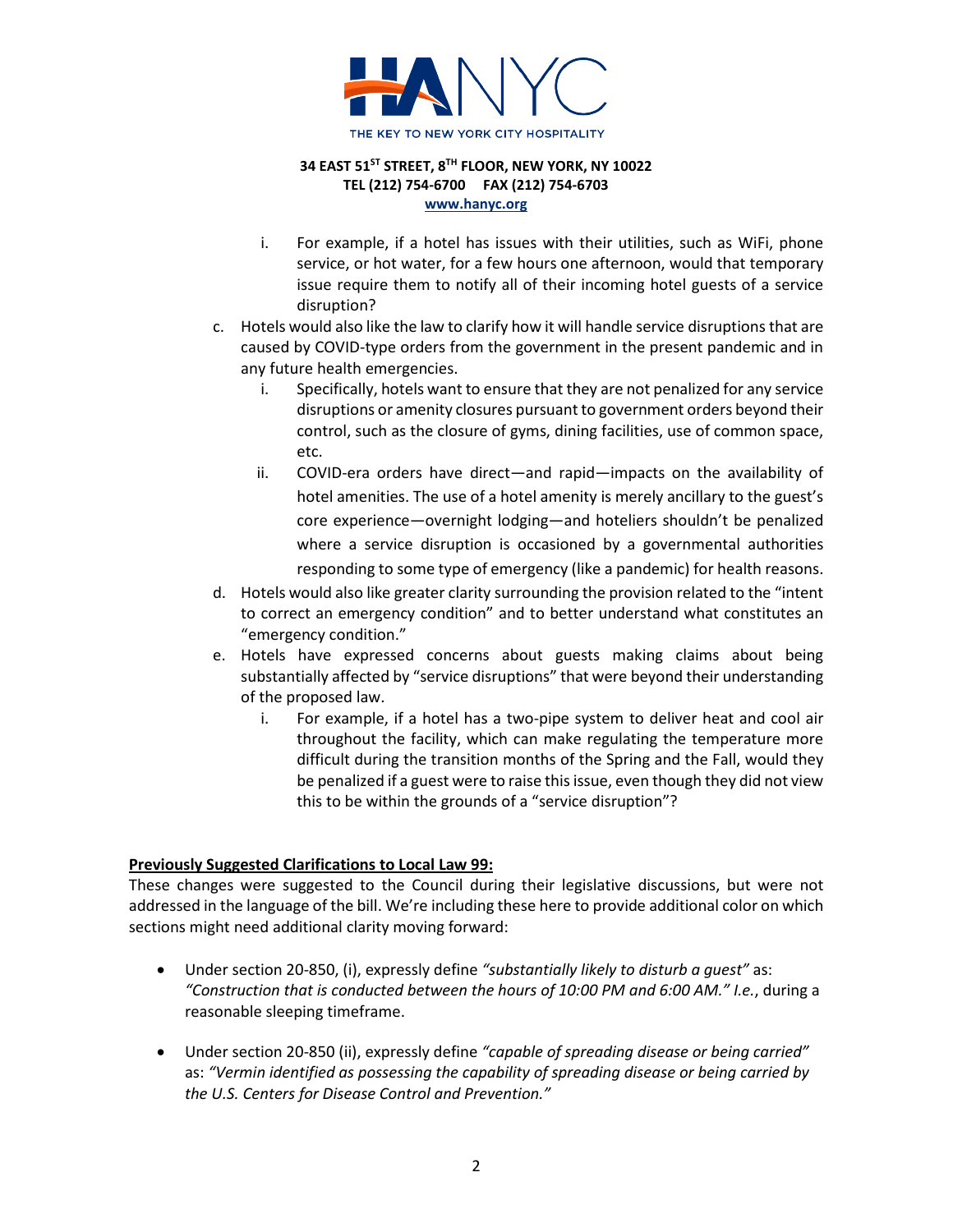i. For example, if a hotel has issues with their utilities, such as WiFi, phone service, or hot water, for a few hours one afternoon, would that temporary issue require them to notify all of their incoming hotel guests of a service disruption?

c. Hotels would also like the law to clarify how it will handle service disruptions that are caused by COVID-type orders from the government in the present pandemic and in any future health emergencies.
   i. Specifically, hotels want to ensure that they are not penalized for any service disruptions or amenity closures pursuant to government orders beyond their control, such as the closure of gyms, dining facilities, use of common space, etc.
   ii. COVID-era orders have direct—and rapid—impacts on the availability of hotel amenities. The use of a hotel amenity is merely ancillary to the guest's core experience—overnight lodging—and hoteliers shouldn't be penalized where a service disruption is occasioned by a governmental authorities responding to some type of emergency (like a pandemic) for health reasons.

d. Hotels would also like greater clarity surrounding the provision related to the "intent to correct an emergency condition" and to better understand what constitutes an "emergency condition."

e. Hotels have expressed concerns about guests making claims about being substantially affected by "service disruptions" that were beyond their understanding of the proposed law.
   i. For example, if a hotel has a two-pipe system to deliver heat and cool air throughout the facility, which can make regulating the temperature more difficult during the transition months of the Spring and the Fall, would they be penalized if a guest were to raise this issue, even though they did not view this to be within the grounds of a "service disruption"?

**Previously Suggested Clarifications to Local Law 99:**

These changes were suggested to the Council during their legislative discussions, but were not addressed in the language of the bill. We're including these here to provide additional color on which sections might need additional clarity moving forward:

- Under section 20-850, (i), expressly define *"substantially likely to disturb a guest"* as: *"Construction that is conducted between the hours of 10:00 PM and 6:00 AM." I.e.*, during a reasonable sleeping timeframe.
- Under section 20-850 (ii), expressly define *"capable of spreading disease or being carried"* as: *"Vermin identified as possessing the capability of spreading disease or being carried by the U.S. Centers for Disease Control and Prevention."*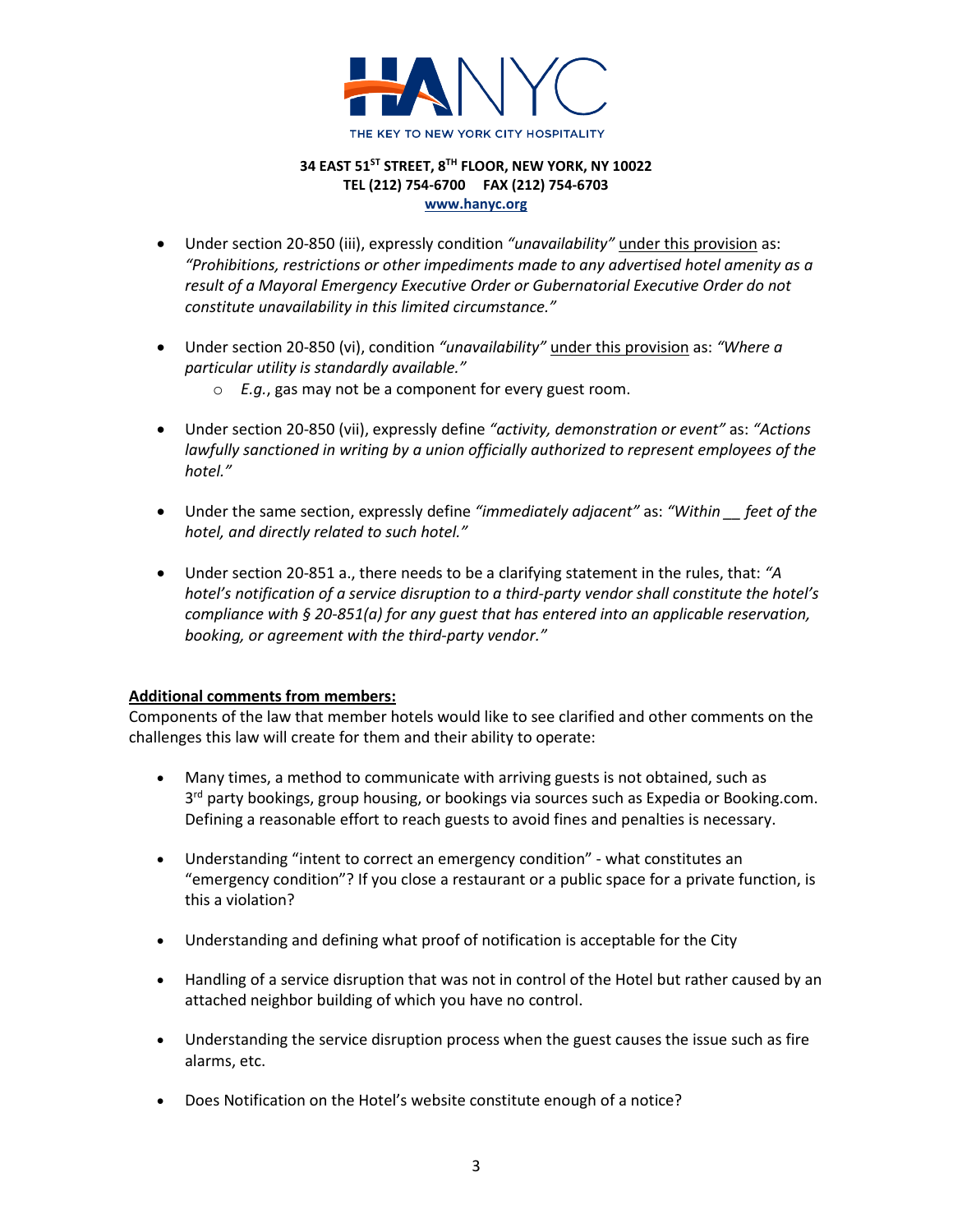- Under section 20-850 (iii), expressly condition *"unavailability"* under this provision as: *"Prohibitions, restrictions or other impediments made to any advertised hotel amenity as a result of a Mayoral Emergency Executive Order or Gubernatorial Executive Order do not constitute unavailability in this limited circumstance."*

- Under section 20-850 (vi), condition *"unavailability"* under this provision as: *"Where a particular utility is standardly available."*
  - *E.g.*, gas may not be a component for every guest room.

- Under section 20-850 (vii), expressly define *"activity, demonstration or event"* as: *"Actions lawfully sanctioned in writing by a union officially authorized to represent employees of the hotel."*

- Under the same section, expressly define *"immediately adjacent"* as: *"Within __ feet of the hotel, and directly related to such hotel."*

- Under section 20-851 a., there needs to be a clarifying statement in the rules, that: *"A hotel's notification of a service disruption to a third-party vendor shall constitute the hotel's compliance with § 20-851(a) for any guest that has entered into an applicable reservation, booking, or agreement with the third-party vendor."*

**Additional comments from members:**

Components of the law that member hotels would like to see clarified and other comments on the challenges this law will create for them and their ability to operate:

- Many times, a method to communicate with arriving guests is not obtained, such as 3rd party bookings, group housing, or bookings via sources such as Expedia or Booking.com. Defining a reasonable effort to reach guests to avoid fines and penalties is necessary.

- Understanding "intent to correct an emergency condition" - what constitutes an "emergency condition"? If you close a restaurant or a public space for a private function, is this a violation?

- Understanding and defining what proof of notification is acceptable for the City

- Handling of a service disruption that was not in control of the Hotel but rather caused by an attached neighbor building of which you have no control.

- Understanding the service disruption process when the guest causes the issue such as fire alarms, etc.

- Does Notification on the Hotel's website constitute enough of a notice?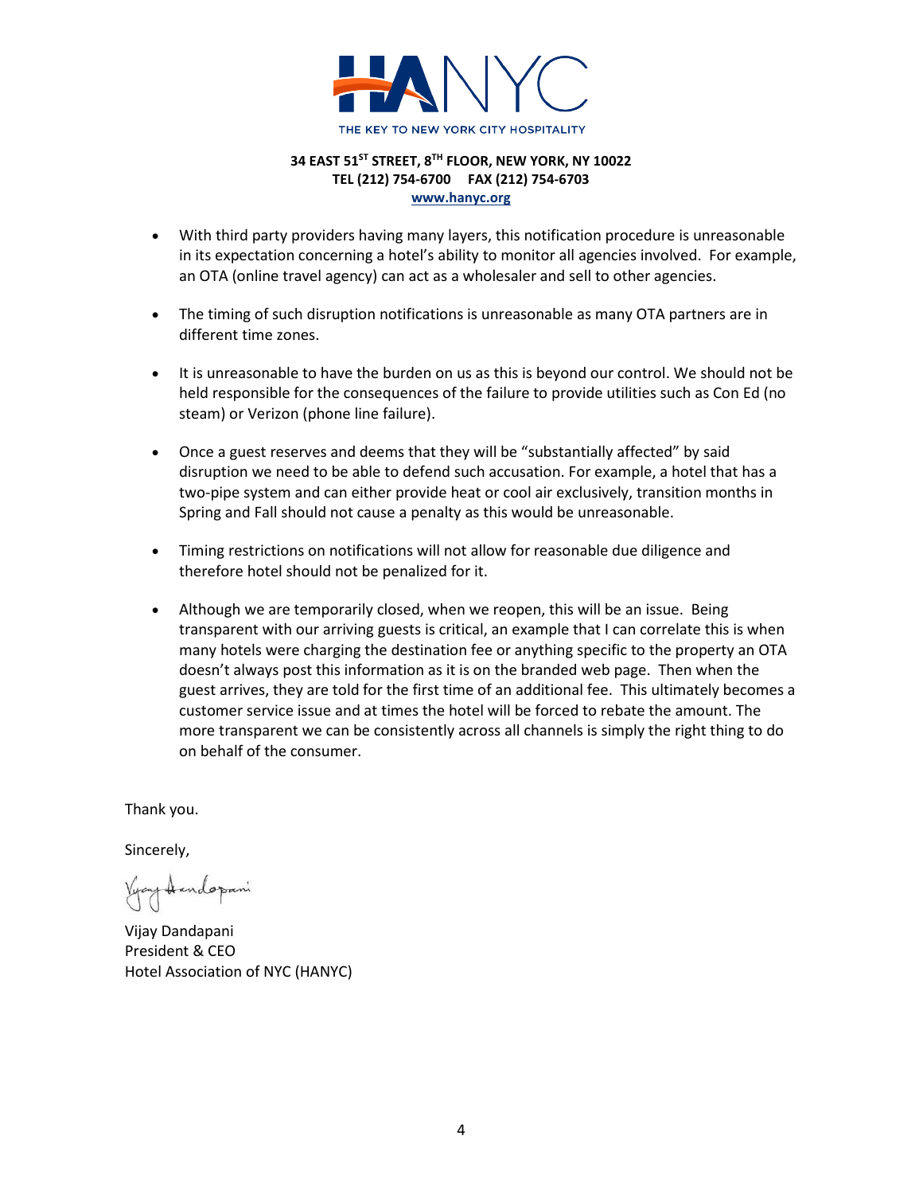34 EAST 51ST STREET, 8TH FLOOR, NEW YORK, NY 10022
TEL (212) 754-6700 FAX (212) 754-6703
www.hanyc.org

- With third party providers having many layers, this notification procedure is unreasonable in its expectation concerning a hotel's ability to monitor all agencies involved. For example, an OTA (online travel agency) can act as a wholesaler and sell to other agencies.

- The timing of such disruption notifications is unreasonable as many OTA partners are in different time zones.

- It is unreasonable to have the burden on us as this is beyond our control. We should not be held responsible for the consequences of the failure to provide utilities such as Con Ed (no steam) or Verizon (phone line failure).

- Once a guest reserves and deems that they will be "substantially affected" by said disruption we need to be able to defend such accusation. For example, a hotel that has a two-pipe system and can either provide heat or cool air exclusively, transition months in Spring and Fall should not cause a penalty as this would be unreasonable.

- Timing restrictions on notifications will not allow for reasonable due diligence and therefore hotel should not be penalized for it.

- Although we are temporarily closed, when we reopen, this will be an issue. Being transparent with our arriving guests is critical, an example that I can correlate this is when many hotels were charging the destination fee or anything specific to the property an OTA doesn't always post this information as it is on the branded web page. Then when the guest arrives, they are told for the first time of an additional fee. This ultimately becomes a customer service issue and at times the hotel will be forced to rebate the amount. The more transparent we can be consistently across all channels is simply the right thing to do on behalf of the consumer.

Thank you.

Sincerely,

Vijay Dandapani
President & CEO
Hotel Association of NYC (HANYC)